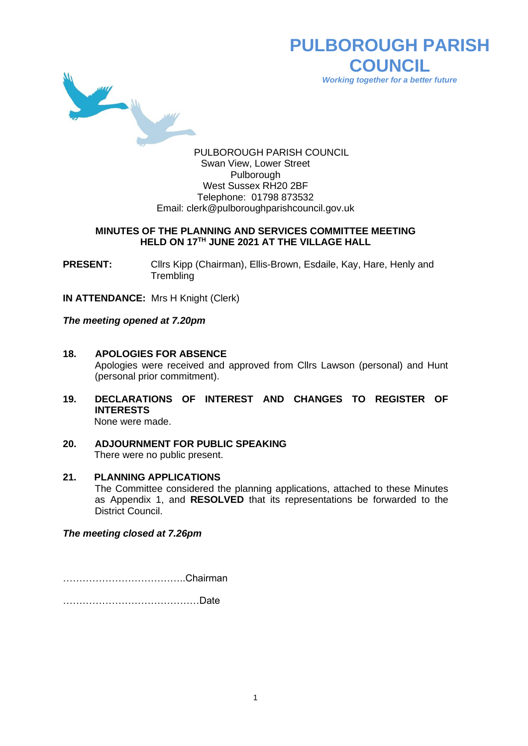# PULBOROUGH PARISH COUNCIL

*Working together for a better future*

PULBOROUGH PARISH COUNCIL
Swan View, Lower Street
Pulborough
West Sussex RH20 2BF
Telephone: 01798 873532
Email: clerk@pulboroughparishcouncil.gov.uk

## MINUTES OF THE PLANNING AND SERVICES COMMITTEE MEETING HELD ON 17TH JUNE 2021 AT THE VILLAGE HALL

**PRESENT:** Cllrs Kipp (Chairman), Ellis-Brown, Esdaile, Kay, Hare, Henly and Trembling

**IN ATTENDANCE:** Mrs H Knight (Clerk)

***The meeting opened at 7.20pm***

**18. APOLOGIES FOR ABSENCE**
Apologies were received and approved from Cllrs Lawson (personal) and Hunt (personal prior commitment).

**19. DECLARATIONS OF INTEREST AND CHANGES TO REGISTER OF INTERESTS**
None were made.

**20. ADJOURNMENT FOR PUBLIC SPEAKING**
There were no public present.

**21. PLANNING APPLICATIONS**
The Committee considered the planning applications, attached to these Minutes as Appendix 1, and **RESOLVED** that its representations be forwarded to the District Council.

***The meeting closed at 7.26pm***

………………………………..Chairman

……………………………………Date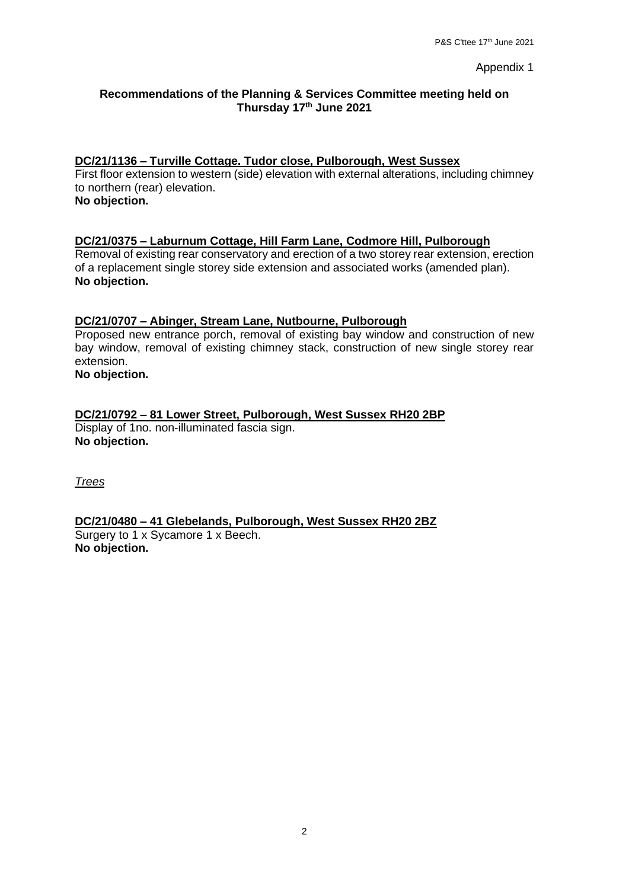Appendix 1

**Recommendations of the Planning & Services Committee meeting held on Thursday 17th June 2021**

**DC/21/1136 – Turville Cottage. Tudor close, Pulborough, West Sussex**

First floor extension to western (side) elevation with external alterations, including chimney to northern (rear) elevation.

**No objection.**

**DC/21/0375 – Laburnum Cottage, Hill Farm Lane, Codmore Hill, Pulborough**

Removal of existing rear conservatory and erection of a two storey rear extension, erection of a replacement single storey side extension and associated works (amended plan).

**No objection.**

**DC/21/0707 – Abinger, Stream Lane, Nutbourne, Pulborough**

Proposed new entrance porch, removal of existing bay window and construction of new bay window, removal of existing chimney stack, construction of new single storey rear extension.

**No objection.**

**DC/21/0792 – 81 Lower Street, Pulborough, West Sussex RH20 2BP**

Display of 1no. non-illuminated fascia sign.

**No objection.**

*Trees*

**DC/21/0480 – 41 Glebelands, Pulborough, West Sussex RH20 2BZ**

Surgery to 1 x Sycamore 1 x Beech.

**No objection.**